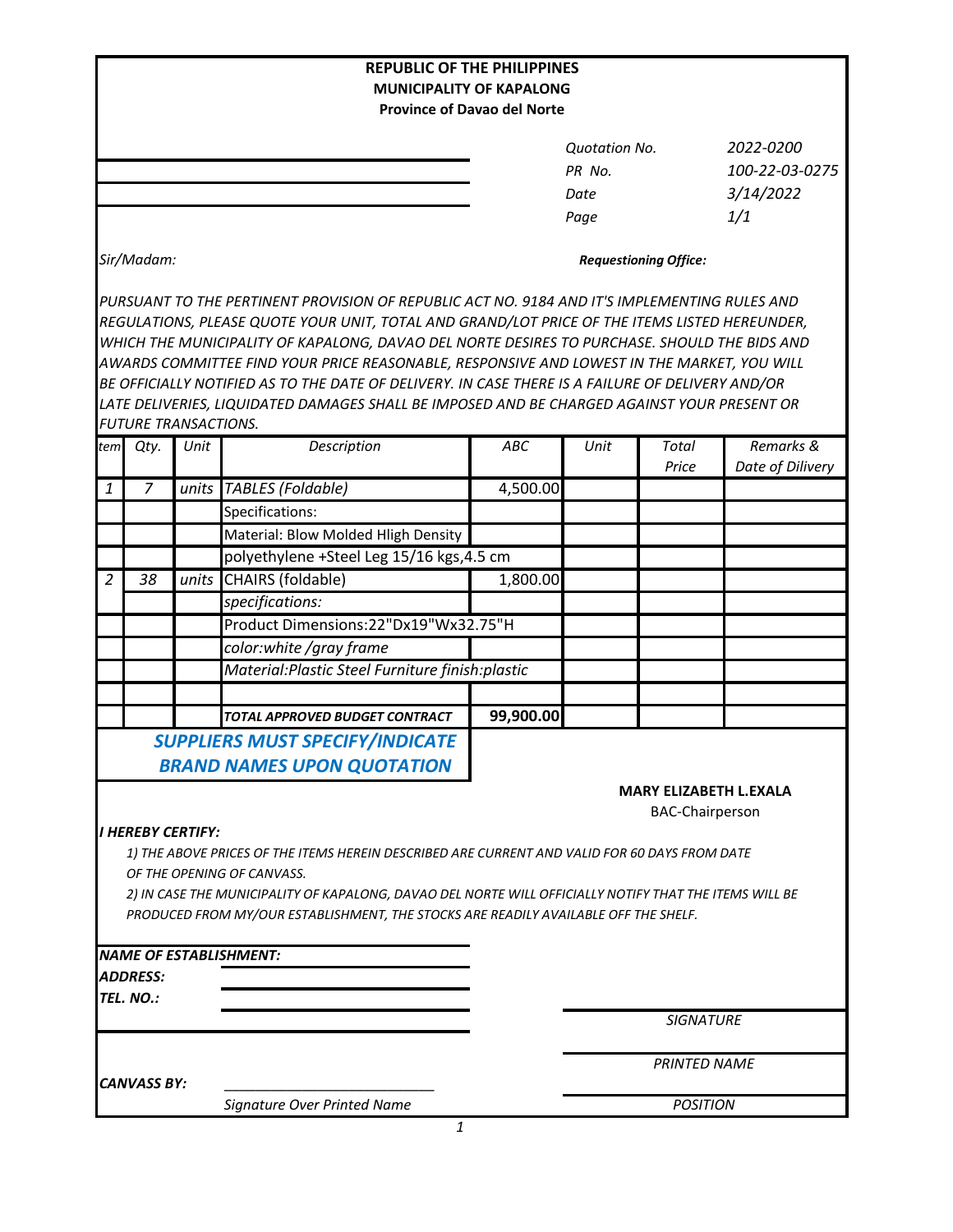**REPUBLIC OF THE PHILIPPINES**
**MUNICIPALITY OF KAPALONG**
**Province of Davao del Norte**

| | |
|---|---|
| *Quotation No.* | *2022-0200* |
| *PR No.* | *100-22-03-0275* |
| *Date* | *3/14/2022* |
| *Page* | *1/1* |

*Sir/Madam:*

***Requestioning Office:***

*PURSUANT TO THE PERTINENT PROVISION OF REPUBLIC ACT NO. 9184 AND IT'S IMPLEMENTING RULES AND REGULATIONS, PLEASE QUOTE YOUR UNIT, TOTAL AND GRAND/LOT PRICE OF THE ITEMS LISTED HEREUNDER, WHICH THE MUNICIPALITY OF KAPALONG, DAVAO DEL NORTE DESIRES TO PURCHASE. SHOULD THE BIDS AND AWARDS COMMITTEE FIND YOUR PRICE REASONABLE, RESPONSIVE AND LOWEST IN THE MARKET, YOU WILL BE OFFICIALLY NOTIFIED AS TO THE DATE OF DELIVERY. IN CASE THERE IS A FAILURE OF DELIVERY AND/OR LATE DELIVERIES, LIQUIDATED DAMAGES SHALL BE IMPOSED AND BE CHARGED AGAINST YOUR PRESENT OR FUTURE TRANSACTIONS.*

| *tem* | *Qty.* | *Unit* | *Description* | *ABC* | *Unit* | *Total Price* | *Remarks & Date of Dilivery* |
|---|---|---|---|---|---|---|---|
| *1* | *7* | *units* | *TABLES (Foldable)* | 4,500.00 | | | |
| | | | Specifications: | | | | |
| | | | Material: Blow Molded Hligh Density | | | | |
| | | | polyethylene +Steel Leg 15/16 kgs,4.5 cm | | | | |
| *2* | *38* | *units* | CHAIRS (foldable) | 1,800.00 | | | |
| | | | *specifications:* | | | | |
| | | | Product Dimensions:22"Dx19"Wx32.75"H | | | | |
| | | | *color:white /gray frame* | | | | |
| | | | *Material:Plastic Steel Furniture finish:plastic* | | | | |
| | | | | | | | |
| | | | ***TOTAL APPROVED BUDGET CONTRACT*** | **99,900.00** | | | |

***SUPPLIERS MUST SPECIFY/INDICATE BRAND NAMES UPON QUOTATION***

**MARY ELIZABETH L.EXALA**
BAC-Chairperson

***I HEREBY CERTIFY:***

*1) THE ABOVE PRICES OF THE ITEMS HEREIN DESCRIBED ARE CURRENT AND VALID FOR 60 DAYS FROM DATE OF THE OPENING OF CANVASS.*

*2) IN CASE THE MUNICIPALITY OF KAPALONG, DAVAO DEL NORTE WILL OFFICIALLY NOTIFY THAT THE ITEMS WILL BE PRODUCED FROM MY/OUR ESTABLISHMENT, THE STOCKS ARE READILY AVAILABLE OFF THE SHELF.*

***NAME OF ESTABLISHMENT:*** ____________________

***ADDRESS:*** ____________________

***TEL. NO.:*** ____________________

____________________
*SIGNATURE*

____________________
*PRINTED NAME*

____________________
*POSITION*

***CANVASS BY:*** ____________________
*Signature Over Printed Name*